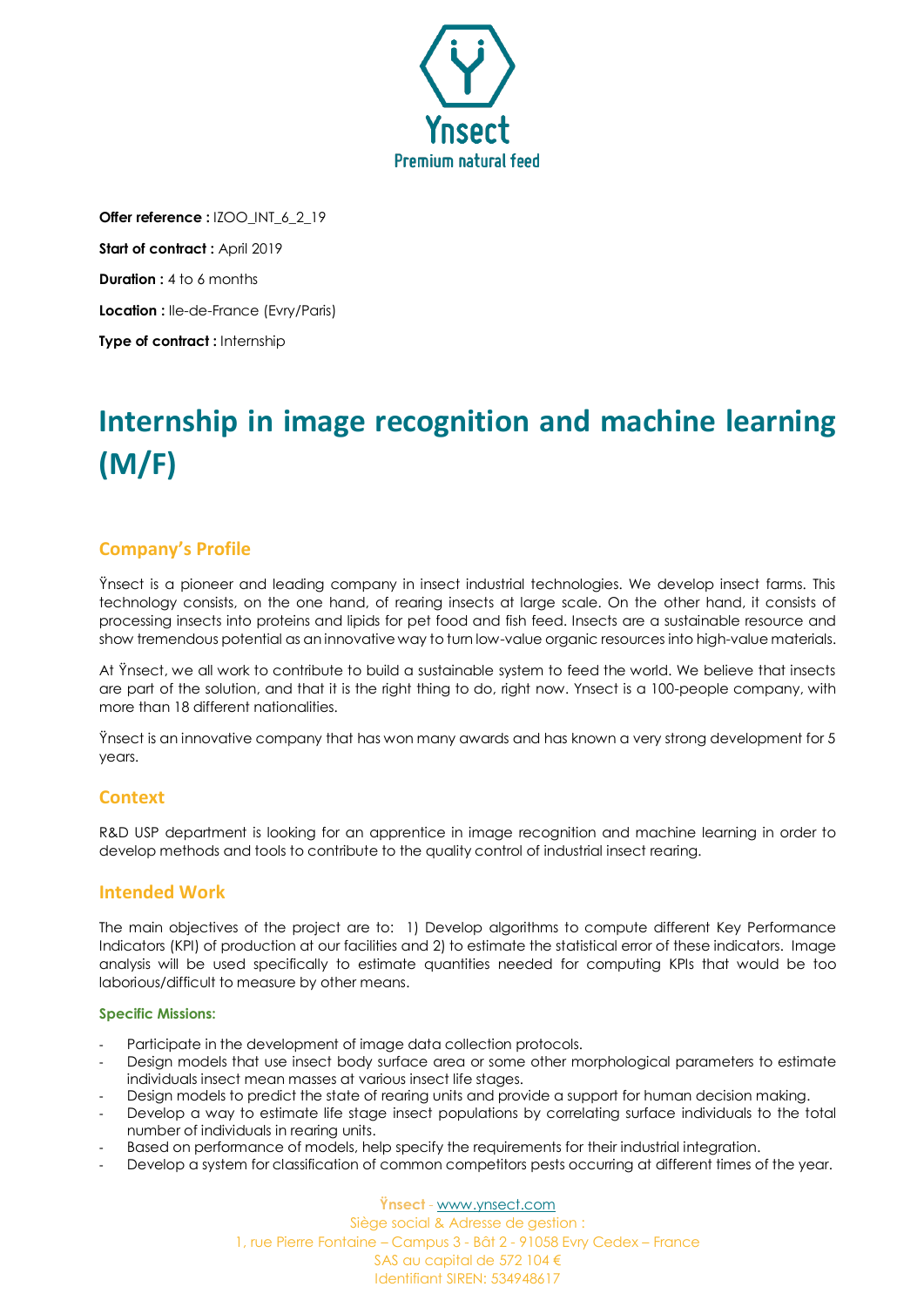Ynsect
Premium natural feed

**Offer reference :** IZOO_INT_6_2_19

**Start of contract :** April 2019

**Duration :** 4 to 6 months

**Location :** Ile-de-France (Evry/Paris)

**Type of contract :** Internship

# Internship in image recognition and machine learning (M/F)

## Company's Profile

Ÿnsect is a pioneer and leading company in insect industrial technologies. We develop insect farms. This technology consists, on the one hand, of rearing insects at large scale. On the other hand, it consists of processing insects into proteins and lipids for pet food and fish feed. Insects are a sustainable resource and show tremendous potential as an innovative way to turn low-value organic resources into high-value materials.

At Ÿnsect, we all work to contribute to build a sustainable system to feed the world. We believe that insects are part of the solution, and that it is the right thing to do, right now. Ynsect is a 100-people company, with more than 18 different nationalities.

Ÿnsect is an innovative company that has won many awards and has known a very strong development for 5 years.

## Context

R&D USP department is looking for an apprentice in image recognition and machine learning in order to develop methods and tools to contribute to the quality control of industrial insect rearing.

## Intended Work

The main objectives of the project are to: 1) Develop algorithms to compute different Key Performance Indicators (KPI) of production at our facilities and 2) to estimate the statistical error of these indicators. Image analysis will be used specifically to estimate quantities needed for computing KPIs that would be too laborious/difficult to measure by other means.

### Specific Missions:

- Participate in the development of image data collection protocols.
- Design models that use insect body surface area or some other morphological parameters to estimate individuals insect mean masses at various insect life stages.
- Design models to predict the state of rearing units and provide a support for human decision making.
- Develop a way to estimate life stage insect populations by correlating surface individuals to the total number of individuals in rearing units.
- Based on performance of models, help specify the requirements for their industrial integration.
- Develop a system for classification of common competitors pests occurring at different times of the year.

Ÿnsect - www.ynsect.com
Siège social & Adresse de gestion :
1, rue Pierre Fontaine – Campus 3 - Bât 2 - 91058 Evry Cedex – France
SAS au capital de 572 104 €
Identifiant SIREN: 534948617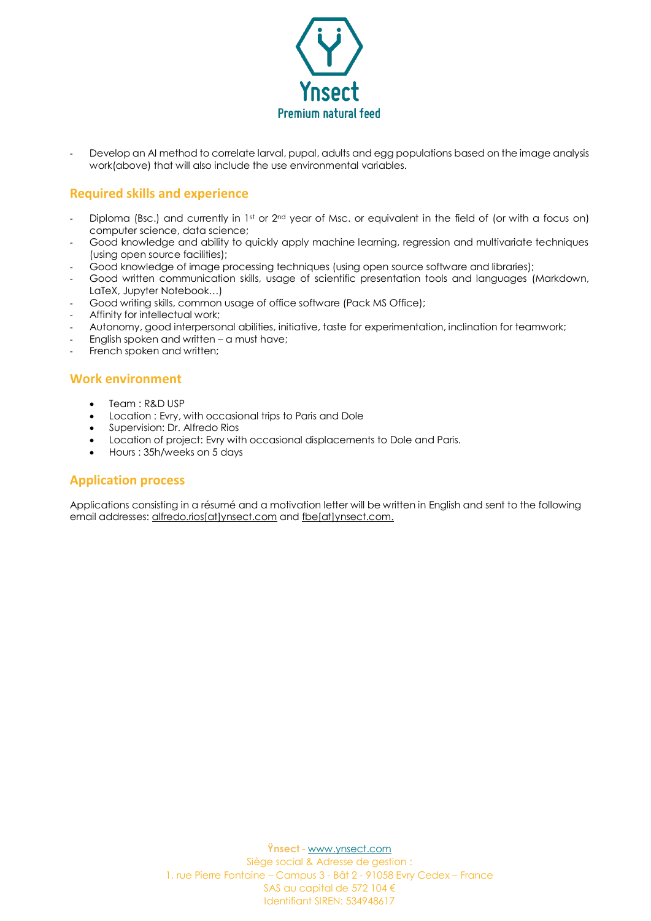- Develop an AI method to correlate larval, pupal, adults and egg populations based on the image analysis work(above) that will also include the use environmental variables.

## Required skills and experience

- Diploma (Bsc.) and currently in 1st or 2nd year of Msc. or equivalent in the field of (or with a focus on) computer science, data science;
- Good knowledge and ability to quickly apply machine learning, regression and multivariate techniques (using open source facilities);
- Good knowledge of image processing techniques (using open source software and libraries);
- Good written communication skills, usage of scientific presentation tools and languages (Markdown, LaTeX, Jupyter Notebook…)
- Good writing skills, common usage of office software (Pack MS Office);
- Affinity for intellectual work;
- Autonomy, good interpersonal abilities, initiative, taste for experimentation, inclination for teamwork;
- English spoken and written – a must have;
- French spoken and written;

## Work environment

- Team : R&D USP
- Location : Evry, with occasional trips to Paris and Dole
- Supervision: Dr. Alfredo Rios
- Location of project: Evry with occasional displacements to Dole and Paris.
- Hours : 35h/weeks on 5 days

## Application process

Applications consisting in a résumé and a motivation letter will be written in English and sent to the following email addresses: alfredo.rios[at]ynsect.com and fbe[at]ynsect.com.